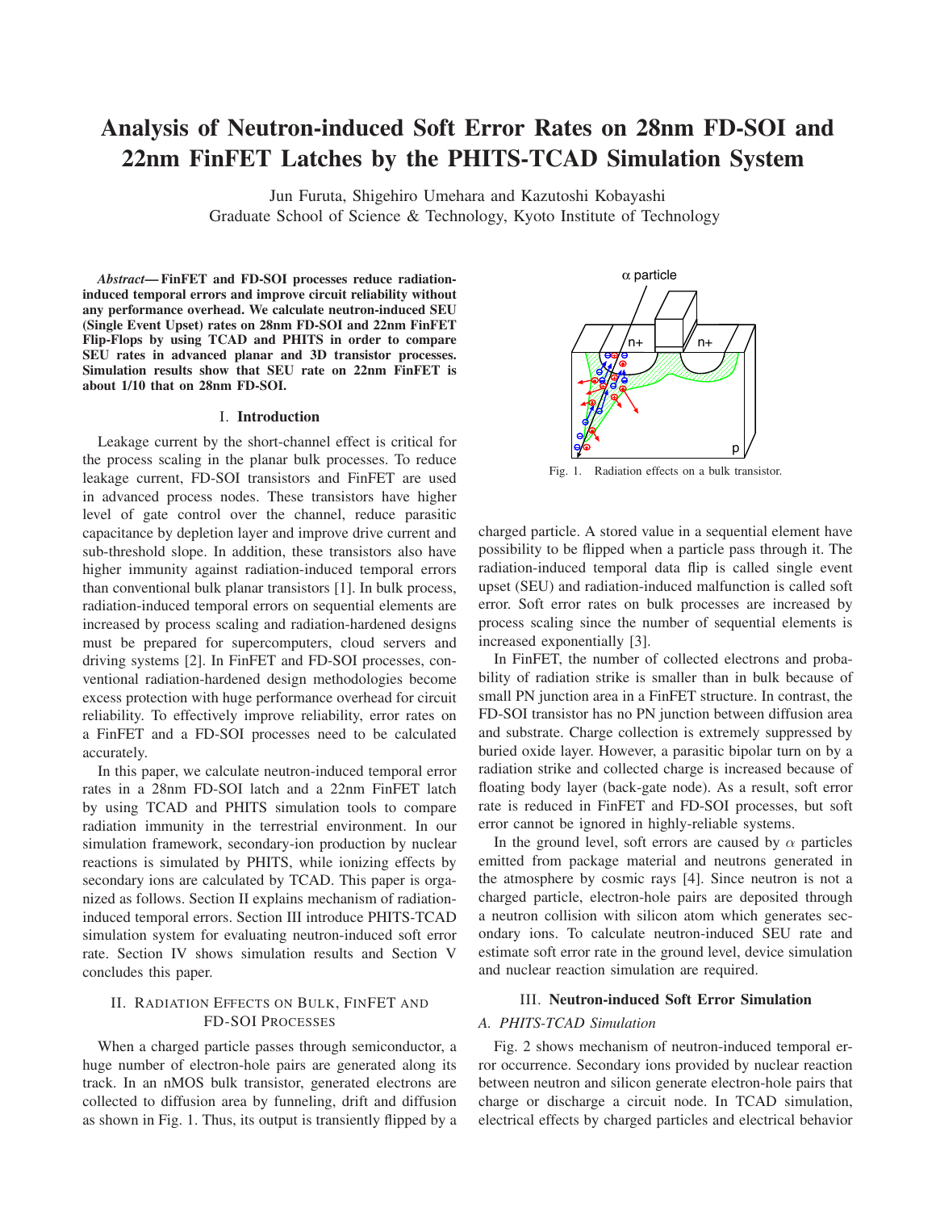# Analysis of Neutron-induced Soft Error Rates on 28nm FD-SOI and 22nm FinFET Latches by the PHITS-TCAD Simulation System

Jun Furuta, Shigehiro Umehara and Kazutoshi Kobayashi
Graduate School of Science & Technology, Kyoto Institute of Technology

***Abstract*— FinFET and FD-SOI processes reduce radiation-induced temporal errors and improve circuit reliability without any performance overhead. We calculate neutron-induced SEU (Single Event Upset) rates on 28nm FD-SOI and 22nm FinFET Flip-Flops by using TCAD and PHITS in order to compare SEU rates in advanced planar and 3D transistor processes. Simulation results show that SEU rate on 22nm FinFET is about 1/10 that on 28nm FD-SOI.**

## I. Introduction

Leakage current by the short-channel effect is critical for the process scaling in the planar bulk processes. To reduce leakage current, FD-SOI transistors and FinFET are used in advanced process nodes. These transistors have higher level of gate control over the channel, reduce parasitic capacitance by depletion layer and improve drive current and sub-threshold slope. In addition, these transistors also have higher immunity against radiation-induced temporal errors than conventional bulk planar transistors [1]. In bulk process, radiation-induced temporal errors on sequential elements are increased by process scaling and radiation-hardened designs must be prepared for supercomputers, cloud servers and driving systems [2]. In FinFET and FD-SOI processes, conventional radiation-hardened design methodologies become excess protection with huge performance overhead for circuit reliability. To effectively improve reliability, error rates on a FinFET and a FD-SOI processes need to be calculated accurately.

In this paper, we calculate neutron-induced temporal error rates in a 28nm FD-SOI latch and a 22nm FinFET latch by using TCAD and PHITS simulation tools to compare radiation immunity in the terrestrial environment. In our simulation framework, secondary-ion production by nuclear reactions is simulated by PHITS, while ionizing effects by secondary ions are calculated by TCAD. This paper is organized as follows. Section II explains mechanism of radiation-induced temporal errors. Section III introduce PHITS-TCAD simulation system for evaluating neutron-induced soft error rate. Section IV shows simulation results and Section V concludes this paper.

## II. Radiation Effects on Bulk, FinFET and FD-SOI Processes

When a charged particle passes through semiconductor, a huge number of electron-hole pairs are generated along its track. In an nMOS bulk transistor, generated electrons are collected to diffusion area by funneling, drift and diffusion as shown in Fig. 1. Thus, its output is transiently flipped by a charged particle. A stored value in a sequential element have possibility to be flipped when a particle pass through it. The radiation-induced temporal data flip is called single event upset (SEU) and radiation-induced malfunction is called soft error. Soft error rates on bulk processes are increased by process scaling since the number of sequential elements is increased exponentially [3].

Fig. 1. Radiation effects on a bulk transistor.

In FinFET, the number of collected electrons and probability of radiation strike is smaller than in bulk because of small PN junction area in a FinFET structure. In contrast, the FD-SOI transistor has no PN junction between diffusion area and substrate. Charge collection is extremely suppressed by buried oxide layer. However, a parasitic bipolar turn on by a radiation strike and collected charge is increased because of floating body layer (back-gate node). As a result, soft error rate is reduced in FinFET and FD-SOI processes, but soft error cannot be ignored in highly-reliable systems.

In the ground level, soft errors are caused by $\alpha$ particles emitted from package material and neutrons generated in the atmosphere by cosmic rays [4]. Since neutron is not a charged particle, electron-hole pairs are deposited through a neutron collision with silicon atom which generates secondary ions. To calculate neutron-induced SEU rate and estimate soft error rate in the ground level, device simulation and nuclear reaction simulation are required.

## III. Neutron-induced Soft Error Simulation

### *A. PHITS-TCAD Simulation*

Fig. 2 shows mechanism of neutron-induced temporal error occurrence. Secondary ions provided by nuclear reaction between neutron and silicon generate electron-hole pairs that charge or discharge a circuit node. In TCAD simulation, electrical effects by charged particles and electrical behavior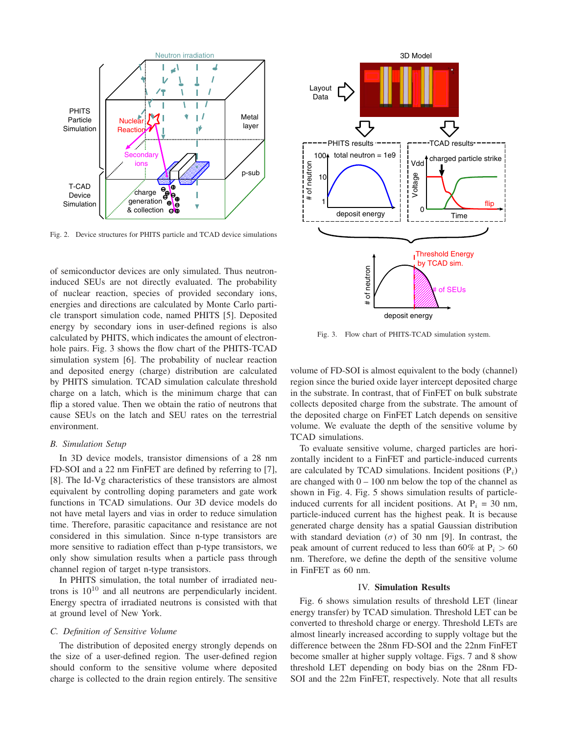Fig. 2. Device structures for PHITS particle and TCAD device simulations

Fig. 3. Flow chart of PHITS-TCAD simulation system.

of semiconductor devices are only simulated. Thus neutron-induced SEUs are not directly evaluated. The probability of nuclear reaction, species of provided secondary ions, energies and directions are calculated by Monte Carlo particle transport simulation code, named PHITS [5]. Deposited energy by secondary ions in user-defined regions is also calculated by PHITS, which indicates the amount of electron-hole pairs. Fig. 3 shows the flow chart of the PHITS-TCAD simulation system [6]. The probability of nuclear reaction and deposited energy (charge) distribution are calculated by PHITS simulation. TCAD simulation calculate threshold charge on a latch, which is the minimum charge that can flip a stored value. Then we obtain the ratio of neutrons that cause SEUs on the latch and SEU rates on the terrestrial environment.

### B. Simulation Setup

In 3D device models, transistor dimensions of a 28 nm FD-SOI and a 22 nm FinFET are defined by referring to [7], [8]. The Id-Vg characteristics of these transistors are almost equivalent by controlling doping parameters and gate work functions in TCAD simulations. Our 3D device models do not have metal layers and vias in order to reduce simulation time. Therefore, parasitic capacitance and resistance are not considered in this simulation. Since n-type transistors are more sensitive to radiation effect than p-type transistors, we only show simulation results when a particle pass through channel region of target n-type transistors.

In PHITS simulation, the total number of irradiated neutrons is $10^{10}$ and all neutrons are perpendicularly incident. Energy spectra of irradiated neutrons is consisted with that at ground level of New York.

### C. Definition of Sensitive Volume

The distribution of deposited energy strongly depends on the size of a user-defined region. The user-defined region should conform to the sensitive volume where deposited charge is collected to the drain region entirely. The sensitive volume of FD-SOI is almost equivalent to the body (channel) region since the buried oxide layer intercept deposited charge in the substrate. In contrast, that of FinFET on bulk substrate collects deposited charge from the substrate. The amount of the deposited charge on FinFET Latch depends on sensitive volume. We evaluate the depth of the sensitive volume by TCAD simulations.

To evaluate sensitive volume, charged particles are horizontally incident to a FinFET and particle-induced currents are calculated by TCAD simulations. Incident positions ($P_i$) are changed with 0 – 100 nm below the top of the channel as shown in Fig. 4. Fig. 5 shows simulation results of particle-induced currents for all incident positions. At $P_i$ = 30 nm, particle-induced current has the highest peak. It is because generated charge density has a spatial Gaussian distribution with standard deviation ($\sigma$) of 30 nm [9]. In contrast, the peak amount of current reduced to less than 60% at $P_i > 60$ nm. Therefore, we define the depth of the sensitive volume in FinFET as 60 nm.

## IV. Simulation Results

Fig. 6 shows simulation results of threshold LET (linear energy transfer) by TCAD simulation. Threshold LET can be converted to threshold charge or energy. Threshold LETs are almost linearly increased according to supply voltage but the difference between the 28nm FD-SOI and the 22nm FinFET become smaller at higher supply voltage. Figs. 7 and 8 show threshold LET depending on body bias on the 28nm FD-SOI and the 22m FinFET, respectively. Note that all results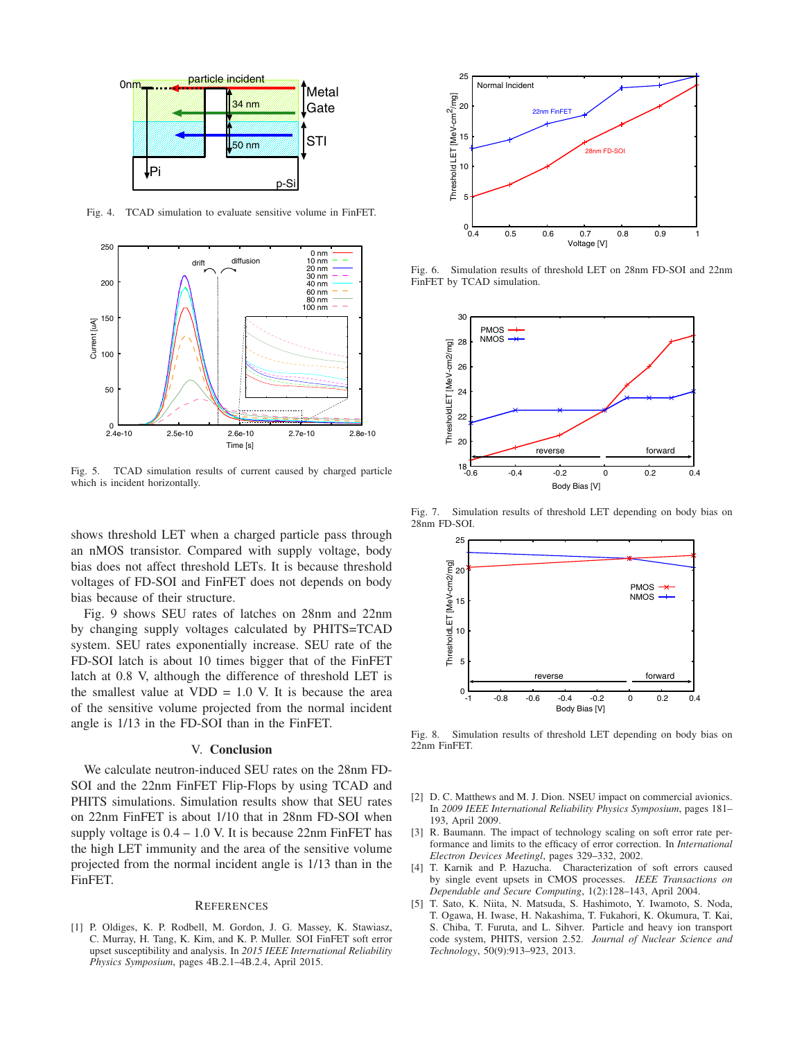Fig. 4. TCAD simulation to evaluate sensitive volume in FinFET.

Fig. 5. TCAD simulation results of current caused by charged particle which is incident horizontally.

shows threshold LET when a charged particle pass through an nMOS transistor. Compared with supply voltage, body bias does not affect threshold LETs. It is because threshold voltages of FD-SOI and FinFET does not depends on body bias because of their structure.

Fig. 9 shows SEU rates of latches on 28nm and 22nm by changing supply voltages calculated by PHITS=TCAD system. SEU rates exponentially increase. SEU rate of the FD-SOI latch is about 10 times bigger that of the FinFET latch at 0.8 V, although the difference of threshold LET is the smallest value at VDD = 1.0 V. It is because the area of the sensitive volume projected from the normal incident angle is 1/13 in the FD-SOI than in the FinFET.

## V. Conclusion

We calculate neutron-induced SEU rates on the 28nm FD-SOI and the 22nm FinFET Flip-Flops by using TCAD and PHITS simulations. Simulation results show that SEU rates on 22nm FinFET is about 1/10 that in 28nm FD-SOI when supply voltage is 0.4 – 1.0 V. It is because 22nm FinFET has the high LET immunity and the area of the sensitive volume projected from the normal incident angle is 1/13 than in the FinFET.

Fig. 6. Simulation results of threshold LET on 28nm FD-SOI and 22nm FinFET by TCAD simulation.

Fig. 7. Simulation results of threshold LET depending on body bias on 28nm FD-SOI.

Fig. 8. Simulation results of threshold LET depending on body bias on 22nm FinFET.

## References

[1] P. Oldiges, K. P. Rodbell, M. Gordon, J. G. Massey, K. Stawiasz, C. Murray, H. Tang, K. Kim, and K. P. Muller. SOI FinFET soft error upset susceptibility and analysis. In *2015 IEEE International Reliability Physics Symposium*, pages 4B.2.1–4B.2.4, April 2015.

[2] D. C. Matthews and M. J. Dion. NSEU impact on commercial avionics. In *2009 IEEE International Reliability Physics Symposium*, pages 181–193, April 2009.

[3] R. Baumann. The impact of technology scaling on soft error rate performance and limits to the efficacy of error correction. In *International Electron Devices Meetingl*, pages 329–332, 2002.

[4] T. Karnik and P. Hazucha. Characterization of soft errors caused by single event upsets in CMOS processes. *IEEE Transactions on Dependable and Secure Computing*, 1(2):128–143, April 2004.

[5] T. Sato, K. Niita, N. Matsuda, S. Hashimoto, Y. Iwamoto, S. Noda, T. Ogawa, H. Iwase, H. Nakashima, T. Fukahori, K. Okumura, T. Kai, S. Chiba, T. Furuta, and L. Sihver. Particle and heavy ion transport code system, PHITS, version 2.52. *Journal of Nuclear Science and Technology*, 50(9):913–923, 2013.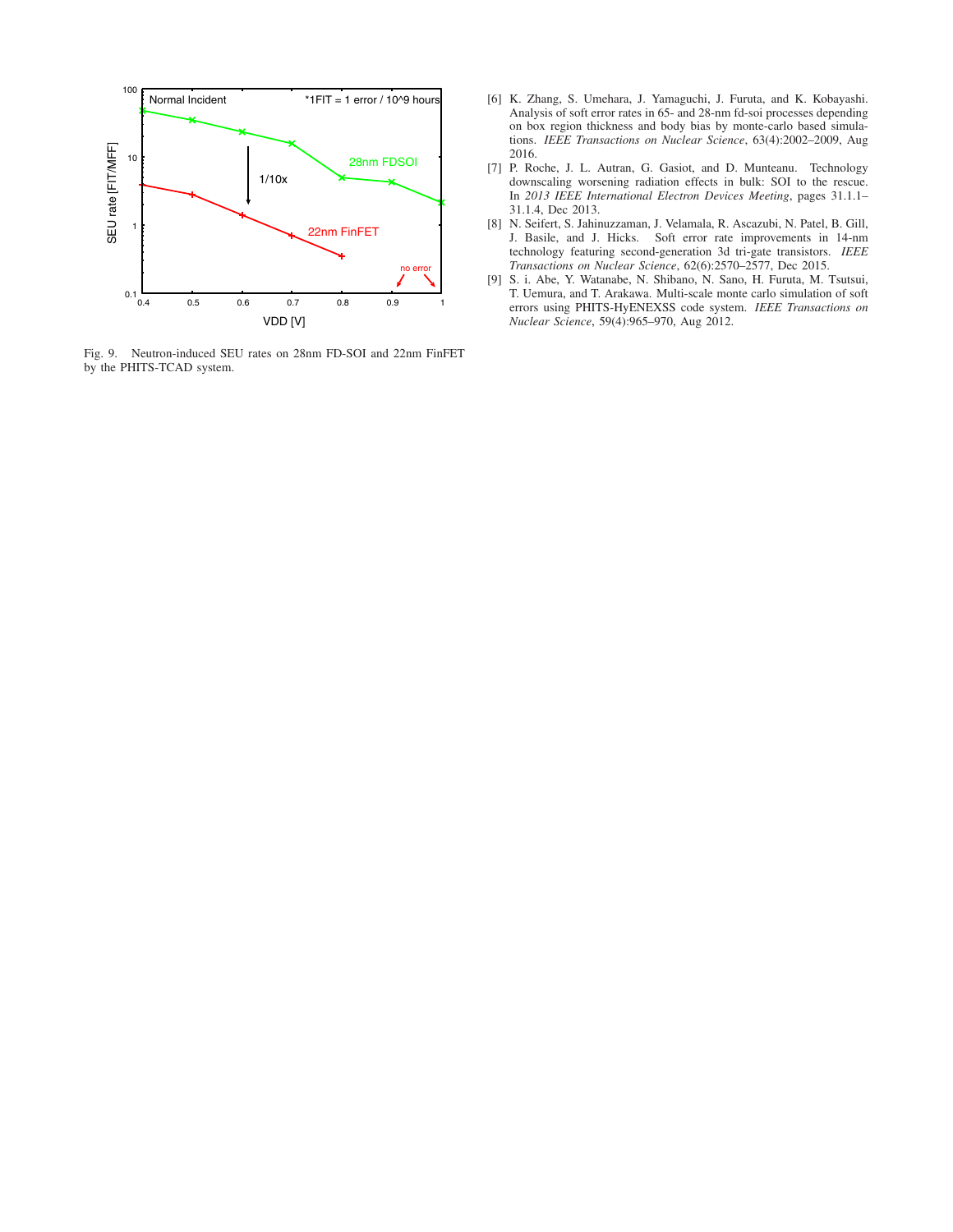Normal Incident

*1FIT = 1 error / 10^9 hours

SEU rate [FIT/MFF]

100

10

1

0.1

0.4 0.5 0.6 0.7 0.8 0.9 1

VDD [V]

1/10x

28nm FDSOI

22nm FinFET

no error

Fig. 9. Neutron-induced SEU rates on 28nm FD-SOI and 22nm FinFET by the PHITS-TCAD system.

[6] K. Zhang, S. Umehara, J. Yamaguchi, J. Furuta, and K. Kobayashi. Analysis of soft error rates in 65- and 28-nm fd-soi processes depending on box region thickness and body bias by monte-carlo based simulations. *IEEE Transactions on Nuclear Science*, 63(4):2002–2009, Aug 2016.

[7] P. Roche, J. L. Autran, G. Gasiot, and D. Munteanu. Technology downscaling worsening radiation effects in bulk: SOI to the rescue. In *2013 IEEE International Electron Devices Meeting*, pages 31.1.1–31.1.4, Dec 2013.

[8] N. Seifert, S. Jahinuzzaman, J. Velamala, R. Ascazubi, N. Patel, B. Gill, J. Basile, and J. Hicks. Soft error rate improvements in 14-nm technology featuring second-generation 3d tri-gate transistors. *IEEE Transactions on Nuclear Science*, 62(6):2570–2577, Dec 2015.

[9] S. i. Abe, Y. Watanabe, N. Shibano, N. Sano, H. Furuta, M. Tsutsui, T. Uemura, and T. Arakawa. Multi-scale monte carlo simulation of soft errors using PHITS-HyENEXSS code system. *IEEE Transactions on Nuclear Science*, 59(4):965–970, Aug 2012.